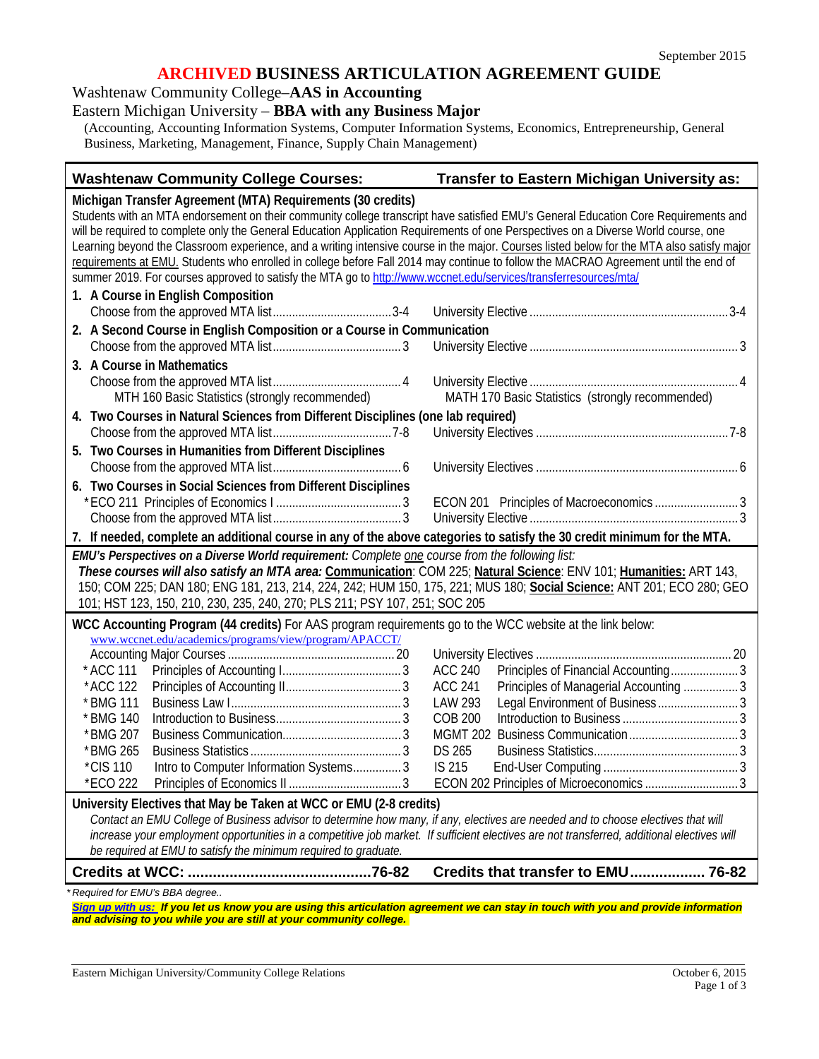# ARCHIVED BUSINESS ARTICULATION AGREEMENT GUIDE

September 2015

## Washtenaw Community College–**AAS in Accounting**

## Eastern Michigan University – **BBA with any Business Major**

(Accounting, Accounting Information Systems, Computer Information Systems, Economics, Entrepreneurship, General Business, Marketing, Management, Finance, Supply Chain Management)

| Washtenaw Community College Courses: | | Transfer to Eastern Michigan University as: | |
|---|---|---|---|
| **Michigan Transfer Agreement (MTA) Requirements (30 credits)** | | | |
| **1. A Course in English Composition** | | | |
| Choose from the approved MTA list | 3-4 | University Elective | 3-4 |
| **2. A Second Course in English Composition or a Course in Communication** | | | |
| Choose from the approved MTA list | 3 | University Elective | 3 |
| **3. A Course in Mathematics** | | | |
| Choose from the approved MTA list | 4 | University Elective | 4 |
| MTH 160 Basic Statistics (strongly recommended) | | MATH 170 Basic Statistics (strongly recommended) | |
| **4. Two Courses in Natural Sciences from Different Disciplines (one lab required)** | | | |
| Choose from the approved MTA list | 7-8 | University Electives | 7-8 |
| **5. Two Courses in Humanities from Different Disciplines** | | | |
| Choose from the approved MTA list | 6 | University Electives | 6 |
| **6. Two Courses in Social Sciences from Different Disciplines** | | | |
| *ECO 211 Principles of Economics I | 3 | ECON 201 Principles of Macroeconomics | 3 |
| Choose from the approved MTA list | 3 | University Elective | 3 |
| **7. If needed, complete an additional course in any of the above categories to satisfy the 30 credit minimum for the MTA.** | | | |

Students with an MTA endorsement on their community college transcript have satisfied EMU's General Education Core Requirements and will be required to complete only the General Education Application Requirements of one Perspectives on a Diverse World course, one Learning beyond the Classroom experience, and a writing intensive course in the major. Courses listed below for the MTA also satisfy major requirements at EMU. Students who enrolled in college before Fall 2014 may continue to follow the MACRAO Agreement until the end of summer 2019. For courses approved to satisfy the MTA go to http://www.wccnet.edu/services/transferresources/mta/

***EMU's Perspectives on a Diverse World requirement:*** *Complete one course from the following list:*
***These courses will also satisfy an MTA area:*** **Communication**: COM 225; **Natural Science**: ENV 101; **Humanities:** ART 143, 150; COM 225; DAN 180; ENG 181, 213, 214, 224, 242; HUM 150, 175, 221; MUS 180; **Social Science:** ANT 201; ECO 280; GEO 101; HST 123, 150, 210, 230, 235, 240, 270; PLS 211; PSY 107, 251; SOC 205

**WCC Accounting Program (44 credits)** For AAS program requirements go to the WCC website at the link below:
www.wccnet.edu/academics/programs/view/program/APACCT/

| WCC Course | | Credits | EMU Equivalent | | Credits |
|---|---|---|---|---|---|
| Accounting Major Courses | | 20 | University Electives | | 20 |
| *ACC 111 | Principles of Accounting I | 3 | ACC 240 | Principles of Financial Accounting | 3 |
| *ACC 122 | Principles of Accounting II | 3 | ACC 241 | Principles of Managerial Accounting | 3 |
| *BMG 111 | Business Law I | 3 | LAW 293 | Legal Environment of Business | 3 |
| *BMG 140 | Introduction to Business | 3 | COB 200 | Introduction to Business | 3 |
| *BMG 207 | Business Communication | 3 | MGMT 202 | Business Communication | 3 |
| *BMG 265 | Business Statistics | 3 | DS 265 | Business Statistics | 3 |
| *CIS 110 | Intro to Computer Information Systems | 3 | IS 215 | End-User Computing | 3 |
| *ECO 222 | Principles of Economics II | 3 | ECON 202 | Principles of Microeconomics | 3 |

**University Electives that May be Taken at WCC or EMU (2-8 credits)**
*Contact an EMU College of Business advisor to determine how many, if any, electives are needed and to choose electives that will increase your employment opportunities in a competitive job market. If sufficient electives are not transferred, additional electives will be required at EMU to satisfy the minimum required to graduate.*

**Credits at WCC: 76-82** | **Credits that transfer to EMU 76-82**

*\* Required for EMU's BBA degree..*

***Sign up with us: If you let us know you are using this articulation agreement we can stay in touch with you and provide information and advising to you while you are still at your community college.***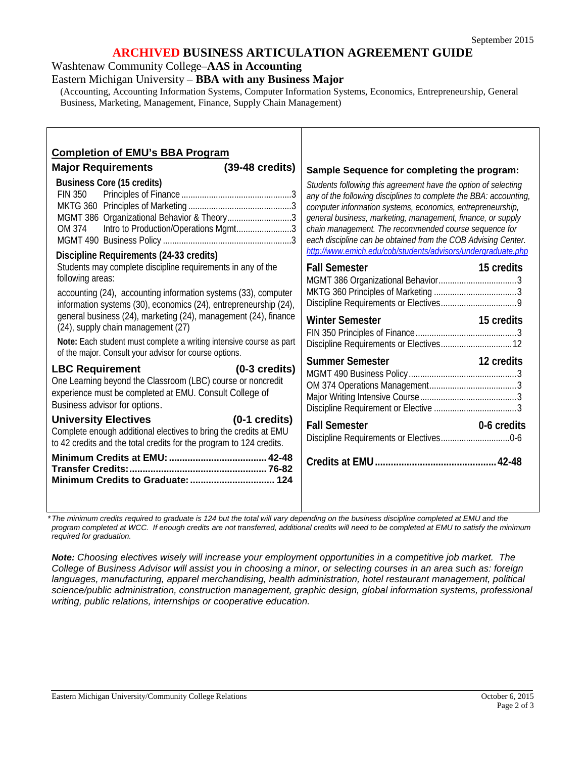# ARCHIVED BUSINESS ARTICULATION AGREEMENT GUIDE

Washtenaw Community College–**AAS in Accounting**

Eastern Michigan University – **BBA with any Business Major**

(Accounting, Accounting Information Systems, Computer Information Systems, Economics, Entrepreneurship, General Business, Marketing, Management, Finance, Supply Chain Management)

## Completion of EMU's BBA Program

### Major Requirements (39-48 credits)

**Business Core (15 credits)**

FIN 350 Principles of Finance ....................3
MKTG 360 Principles of Marketing ....................3
MGMT 386 Organizational Behavior & Theory....................3
OM 374 Intro to Production/Operations Mgmt....................3
MGMT 490 Business Policy ....................3

**Discipline Requirements (24-33 credits)**

Students may complete discipline requirements in any of the following areas:

accounting (24), accounting information systems (33), computer information systems (30), economics (24), entrepreneurship (24), general business (24), marketing (24), management (24), finance (24), supply chain management (27)

**Note:** Each student must complete a writing intensive course as part of the major. Consult your advisor for course options.

### LBC Requirement (0-3 credits)

One Learning beyond the Classroom (LBC) course or noncredit experience must be completed at EMU. Consult College of Business advisor for options.

### University Electives (0-1 credits)

Complete enough additional electives to bring the credits at EMU to 42 credits and the total credits for the program to 124 credits.

**Minimum Credits at EMU: .................... 42-48**
**Transfer Credits:.................... 76-82**
**Minimum Credits to Graduate: .................... 124**

### Sample Sequence for completing the program:

*Students following this agreement have the option of selecting any of the following disciplines to complete the BBA: accounting, computer information systems, economics, entrepreneurship, general business, marketing, management, finance, or supply chain management. The recommended course sequence for each discipline can be obtained from the COB Advising Center.* *http://www.emich.edu/cob/students/advisors/undergraduate.php*

**Fall Semester 15 credits**
MGMT 386 Organizational Behavior....................3
MKTG 360 Principles of Marketing ....................3
Discipline Requirements or Electives....................9

**Winter Semester 15 credits**
FIN 350 Principles of Finance....................3
Discipline Requirements or Electives....................12

**Summer Semester 12 credits**
MGMT 490 Business Policy....................3
OM 374 Operations Management....................3
Major Writing Intensive Course....................3
Discipline Requirement or Elective ....................3

**Fall Semester 0-6 credits**
Discipline Requirements or Electives....................0-6

**Credits at EMU .................... 42-48**

*\*The minimum credits required to graduate is 124 but the total will vary depending on the business discipline completed at EMU and the program completed at WCC. If enough credits are not transferred, additional credits will need to be completed at EMU to satisfy the minimum required for graduation.*

***Note:*** *Choosing electives wisely will increase your employment opportunities in a competitive job market. The College of Business Advisor will assist you in choosing a minor, or selecting courses in an area such as: foreign languages, manufacturing, apparel merchandising, health administration, hotel restaurant management, political science/public administration, construction management, graphic design, global information systems, professional writing, public relations, internships or cooperative education.*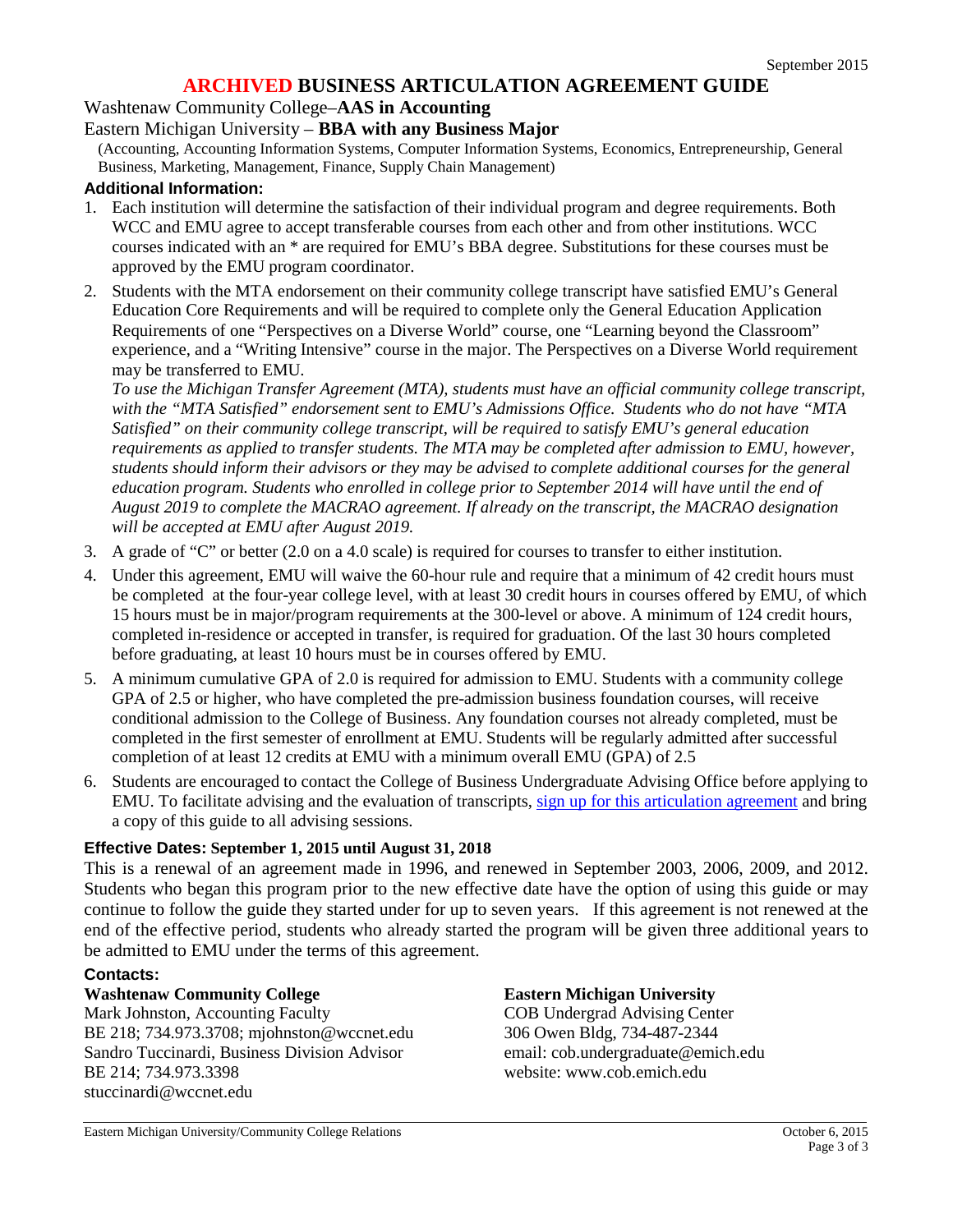September 2015

# ARCHIVED BUSINESS ARTICULATION AGREEMENT GUIDE

Washtenaw Community College–**AAS in Accounting**

Eastern Michigan University – **BBA with any Business Major**

(Accounting, Accounting Information Systems, Computer Information Systems, Economics, Entrepreneurship, General Business, Marketing, Management, Finance, Supply Chain Management)

### Additional Information:

1. Each institution will determine the satisfaction of their individual program and degree requirements. Both WCC and EMU agree to accept transferable courses from each other and from other institutions. WCC courses indicated with an * are required for EMU's BBA degree. Substitutions for these courses must be approved by the EMU program coordinator.
2. Students with the MTA endorsement on their community college transcript have satisfied EMU's General Education Core Requirements and will be required to complete only the General Education Application Requirements of one "Perspectives on a Diverse World" course, one "Learning beyond the Classroom" experience, and a "Writing Intensive" course in the major. The Perspectives on a Diverse World requirement may be transferred to EMU.
   *To use the Michigan Transfer Agreement (MTA), students must have an official community college transcript, with the "MTA Satisfied" endorsement sent to EMU's Admissions Office. Students who do not have "MTA Satisfied" on their community college transcript, will be required to satisfy EMU's general education requirements as applied to transfer students. The MTA may be completed after admission to EMU, however, students should inform their advisors or they may be advised to complete additional courses for the general education program. Students who enrolled in college prior to September 2014 will have until the end of August 2019 to complete the MACRAO agreement. If already on the transcript, the MACRAO designation will be accepted at EMU after August 2019.*
3. A grade of "C" or better (2.0 on a 4.0 scale) is required for courses to transfer to either institution.
4. Under this agreement, EMU will waive the 60-hour rule and require that a minimum of 42 credit hours must be completed at the four-year college level, with at least 30 credit hours in courses offered by EMU, of which 15 hours must be in major/program requirements at the 300-level or above. A minimum of 124 credit hours, completed in-residence or accepted in transfer, is required for graduation. Of the last 30 hours completed before graduating, at least 10 hours must be in courses offered by EMU.
5. A minimum cumulative GPA of 2.0 is required for admission to EMU. Students with a community college GPA of 2.5 or higher, who have completed the pre-admission business foundation courses, will receive conditional admission to the College of Business. Any foundation courses not already completed, must be completed in the first semester of enrollment at EMU. Students will be regularly admitted after successful completion of at least 12 credits at EMU with a minimum overall EMU (GPA) of 2.5
6. Students are encouraged to contact the College of Business Undergraduate Advising Office before applying to EMU. To facilitate advising and the evaluation of transcripts, [sign up for this articulation agreement] and bring a copy of this guide to all advising sessions.

### Effective Dates: September 1, 2015 until August 31, 2018

This is a renewal of an agreement made in 1996, and renewed in September 2003, 2006, 2009, and 2012. Students who began this program prior to the new effective date have the option of using this guide or may continue to follow the guide they started under for up to seven years. If this agreement is not renewed at the end of the effective period, students who already started the program will be given three additional years to be admitted to EMU under the terms of this agreement.

### Contacts:

**Washtenaw Community College**
Mark Johnston, Accounting Faculty
BE 218; 734.973.3708; mjohnston@wccnet.edu
Sandro Tuccinardi, Business Division Advisor
BE 214; 734.973.3398
stuccinardi@wccnet.edu

**Eastern Michigan University**
COB Undergrad Advising Center
306 Owen Bldg, 734-487-2344
email: cob.undergraduate@emich.edu
website: www.cob.emich.edu

Eastern Michigan University/Community College Relations — October 6, 2015